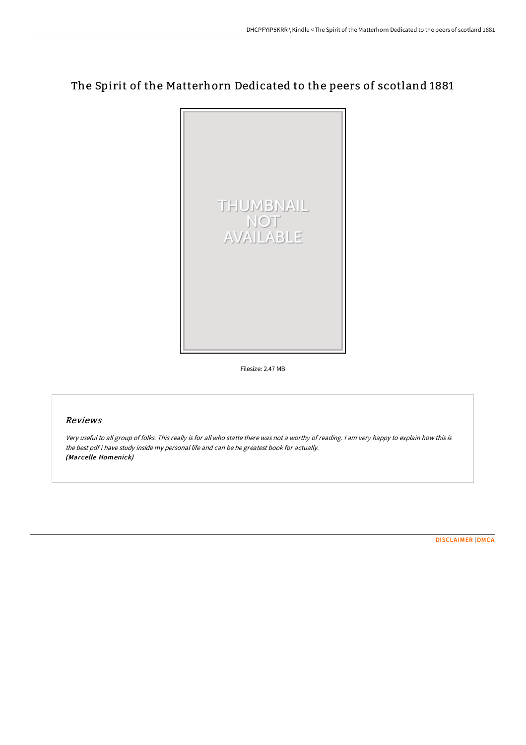# The Spirit of the Matterhorn Dedicated to the peers of scotland 1881

Filesize: 2.47 MB

## Reviews

*Very useful to all group of folks. This really is for all who statte there was not a worthy of reading. I am very happy to explain how this is the best pdf i have study inside my personal life and can be he greatest book for actually.*
*(Marcelle Homenick)*

DISCLAIMER | DMCA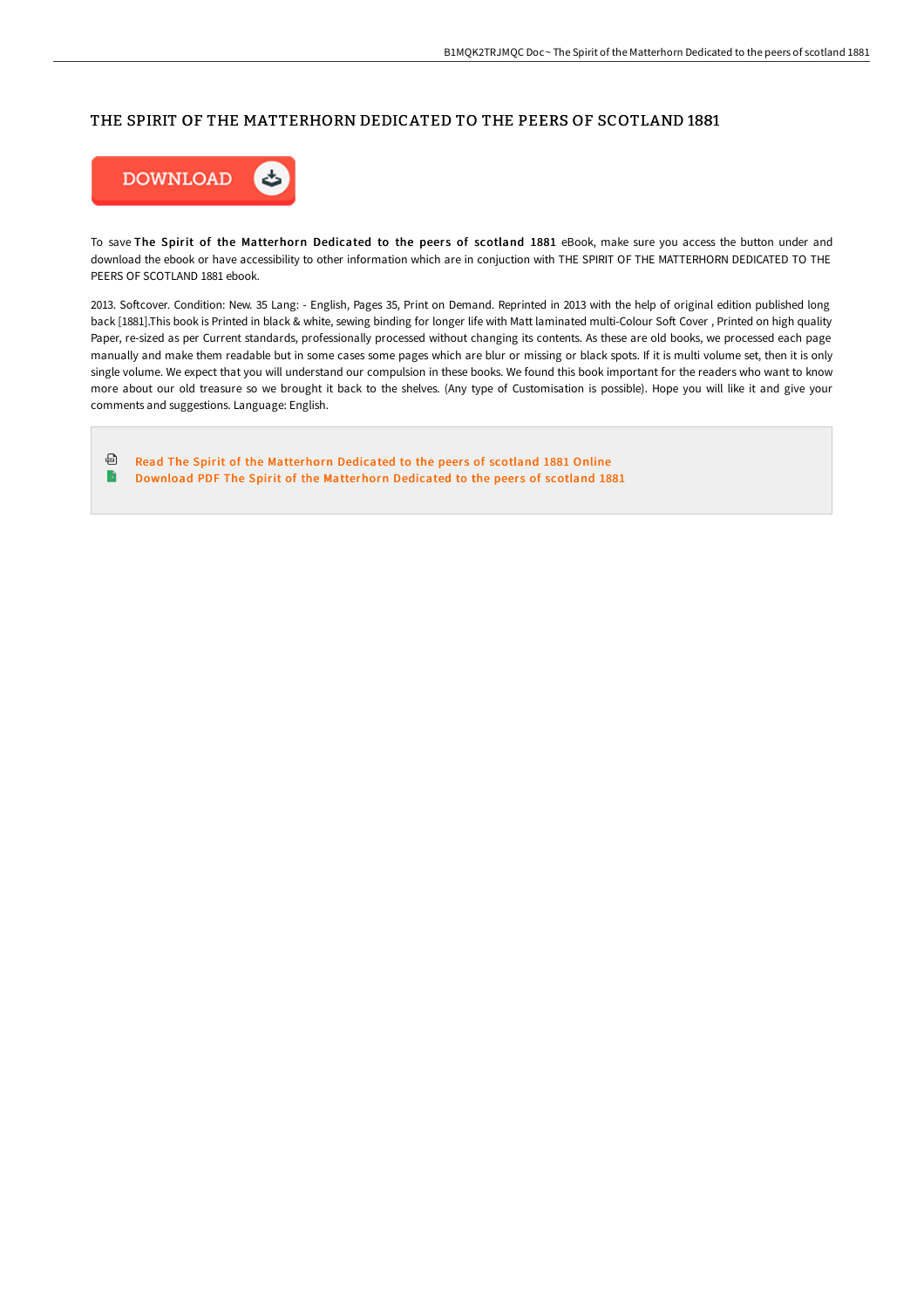# THE SPIRIT OF THE MATTERHORN DEDICATED TO THE PEERS OF SCOTLAND 1881

DOWNLOAD

To save **The Spirit of the Matterhorn Dedicated to the peers of scotland 1881** eBook, make sure you access the button under and download the ebook or have accessibility to other information which are in conjuction with THE SPIRIT OF THE MATTERHORN DEDICATED TO THE PEERS OF SCOTLAND 1881 ebook.

2013. Softcover. Condition: New. 35 Lang: - English, Pages 35, Print on Demand. Reprinted in 2013 with the help of original edition published long back [1881].This book is Printed in black & white, sewing binding for longer life with Matt laminated multi-Colour Soft Cover , Printed on high quality Paper, re-sized as per Current standards, professionally processed without changing its contents. As these are old books, we processed each page manually and make them readable but in some cases some pages which are blur or missing or black spots. If it is multi volume set, then it is only single volume. We expect that you will understand our compulsion in these books. We found this book important for the readers who want to know more about our old treasure so we brought it back to the shelves. (Any type of Customisation is possible). Hope you will like it and give your comments and suggestions. Language: English.

- Read The Spirit of the Matterhorn Dedicated to the peers of scotland 1881 Online
- Download PDF The Spirit of the Matterhorn Dedicated to the peers of scotland 1881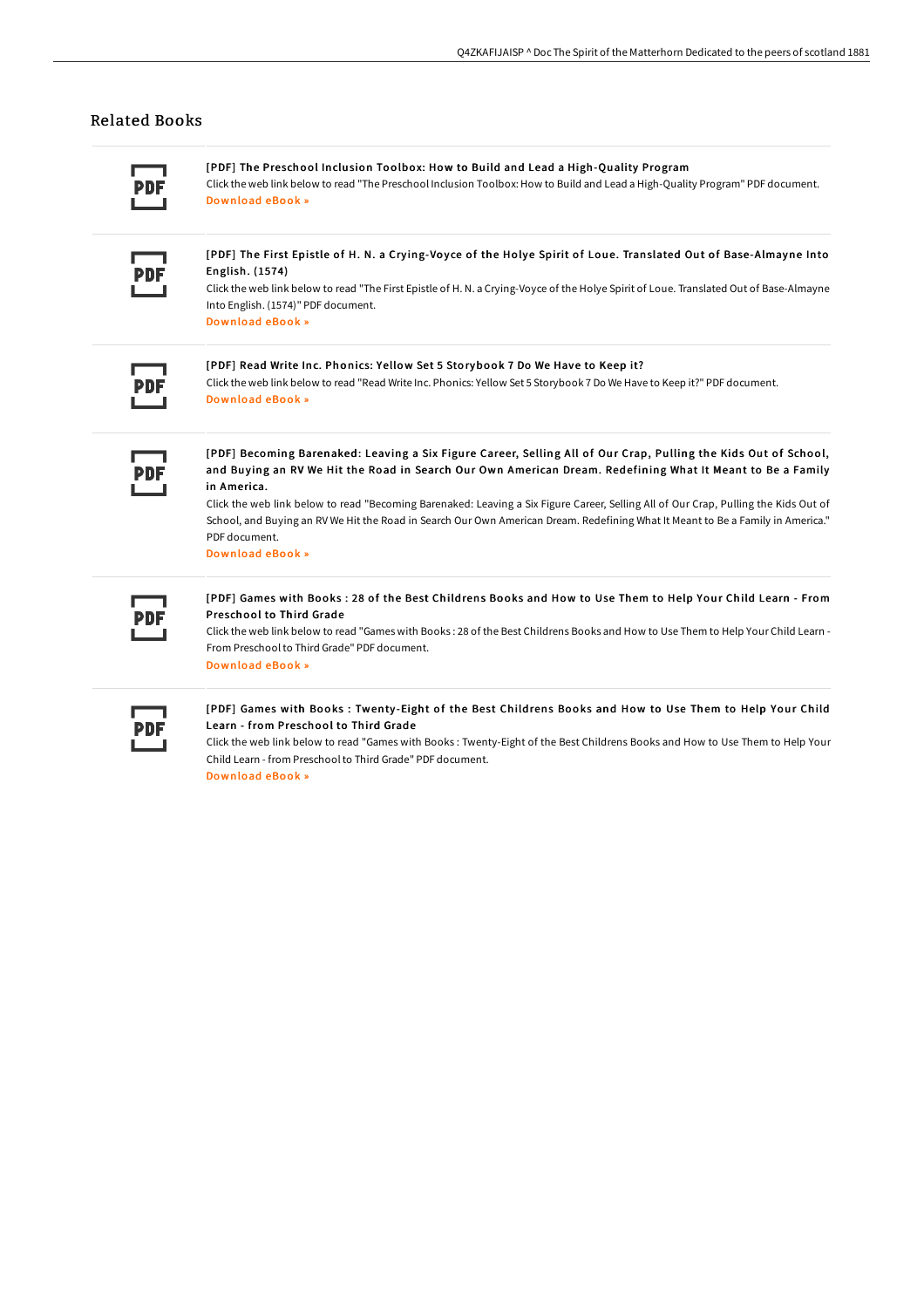## Related Books

**[PDF] The Preschool Inclusion Toolbox: How to Build and Lead a High-Quality Program**
Click the web link below to read "The Preschool Inclusion Toolbox: How to Build and Lead a High-Quality Program" PDF document.
Download eBook »

**[PDF] The First Epistle of H. N. a Crying-Voyce of the Holye Spirit of Loue. Translated Out of Base-Almayne Into English. (1574)**
Click the web link below to read "The First Epistle of H. N. a Crying-Voyce of the Holye Spirit of Loue. Translated Out of Base-Almayne Into English. (1574)" PDF document.
Download eBook »

**[PDF] Read Write Inc. Phonics: Yellow Set 5 Storybook 7 Do We Have to Keep it?**
Click the web link below to read "Read Write Inc. Phonics: Yellow Set 5 Storybook 7 Do We Have to Keep it?" PDF document.
Download eBook »

**[PDF] Becoming Barenaked: Leaving a Six Figure Career, Selling All of Our Crap, Pulling the Kids Out of School, and Buying an RV We Hit the Road in Search Our Own American Dream. Redefining What It Meant to Be a Family in America.**
Click the web link below to read "Becoming Barenaked: Leaving a Six Figure Career, Selling All of Our Crap, Pulling the Kids Out of School, and Buying an RV We Hit the Road in Search Our Own American Dream. Redefining What It Meant to Be a Family in America." PDF document.
Download eBook »

**[PDF] Games with Books : 28 of the Best Childrens Books and How to Use Them to Help Your Child Learn - From Preschool to Third Grade**
Click the web link below to read "Games with Books : 28 of the Best Childrens Books and How to Use Them to Help Your Child Learn - From Preschool to Third Grade" PDF document.
Download eBook »

**[PDF] Games with Books : Twenty-Eight of the Best Childrens Books and How to Use Them to Help Your Child Learn - from Preschool to Third Grade**
Click the web link below to read "Games with Books : Twenty-Eight of the Best Childrens Books and How to Use Them to Help Your Child Learn - from Preschool to Third Grade" PDF document.
Download eBook »